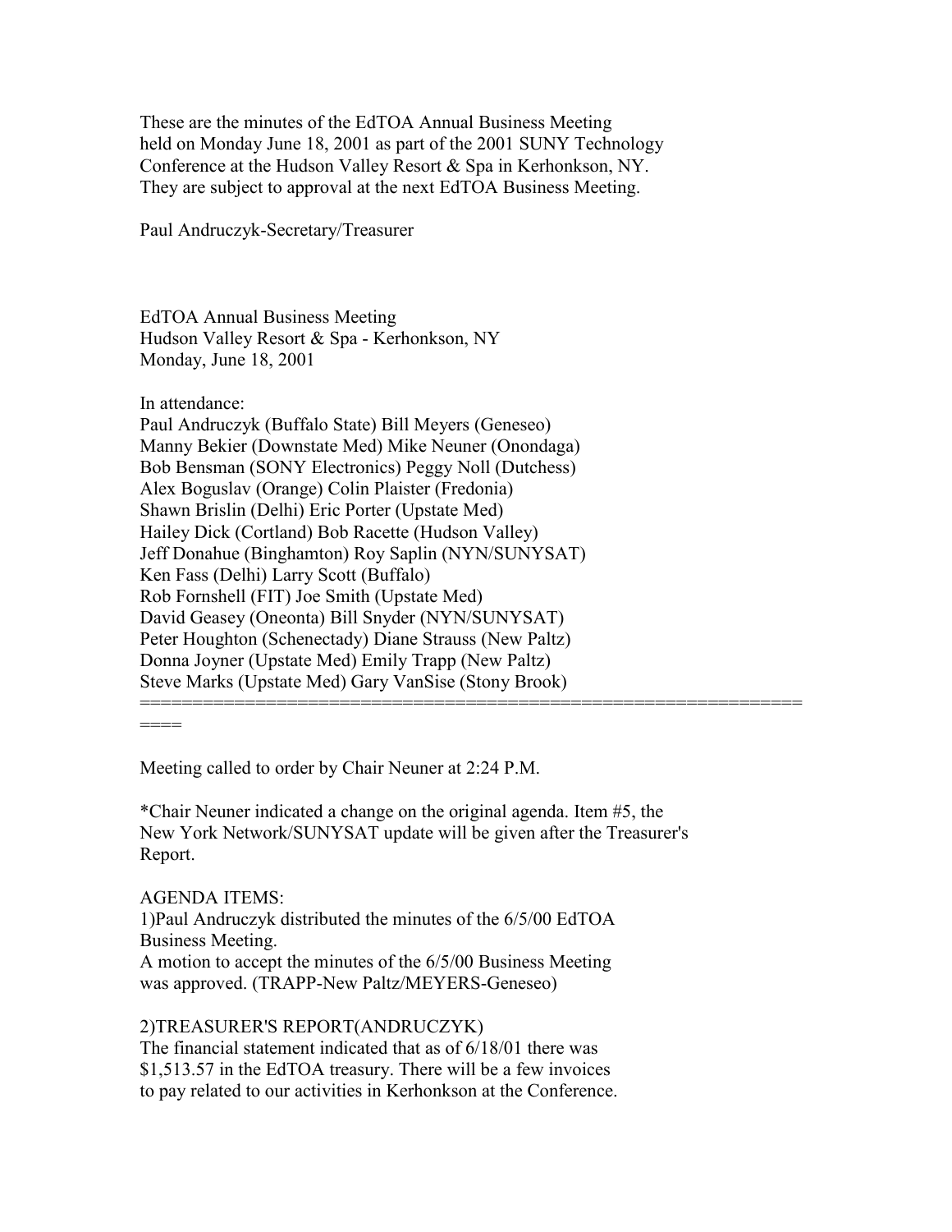These are the minutes of the EdTOA Annual Business Meeting held on Monday June 18, 2001 as part of the 2001 SUNY Technology Conference at the Hudson Valley Resort & Spa in Kerhonkson, NY. They are subject to approval at the next EdTOA Business Meeting.

Paul Andruczyk-Secretary/Treasurer

EdTOA Annual Business Meeting
Hudson Valley Resort & Spa - Kerhonkson, NY
Monday, June 18, 2001

In attendance:
Paul Andruczyk (Buffalo State) Bill Meyers (Geneseo)
Manny Bekier (Downstate Med) Mike Neuner (Onondaga)
Bob Bensman (SONY Electronics) Peggy Noll (Dutchess)
Alex Boguslav (Orange) Colin Plaister (Fredonia)
Shawn Brislin (Delhi) Eric Porter (Upstate Med)
Hailey Dick (Cortland) Bob Racette (Hudson Valley)
Jeff Donahue (Binghamton) Roy Saplin (NYN/SUNYSAT)
Ken Fass (Delhi) Larry Scott (Buffalo)
Rob Fornshell (FIT) Joe Smith (Upstate Med)
David Geasey (Oneonta) Bill Snyder (NYN/SUNYSAT)
Peter Houghton (Schenectady) Diane Strauss (New Paltz)
Donna Joyner (Upstate Med) Emily Trapp (New Paltz)
Steve Marks (Upstate Med) Gary VanSise (Stony Brook)
==================================================================

Meeting called to order by Chair Neuner at 2:24 P.M.

*Chair Neuner indicated a change on the original agenda. Item #5, the New York Network/SUNYSAT update will be given after the Treasurer's Report.

AGENDA ITEMS:
1)Paul Andruczyk distributed the minutes of the 6/5/00 EdTOA Business Meeting.
A motion to accept the minutes of the 6/5/00 Business Meeting was approved. (TRAPP-New Paltz/MEYERS-Geneseo)

2)TREASURER'S REPORT(ANDRUCZYK)
The financial statement indicated that as of 6/18/01 there was $1,513.57 in the EdTOA treasury. There will be a few invoices to pay related to our activities in Kerhonkson at the Conference.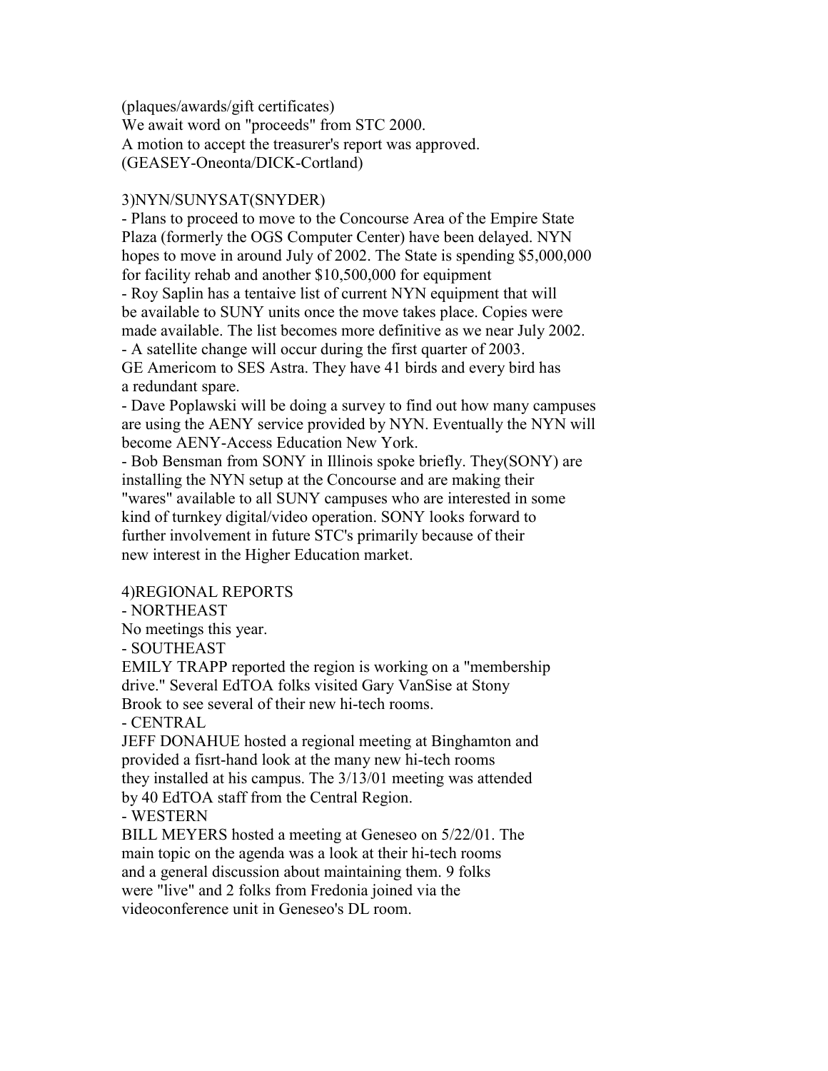(plaques/awards/gift certificates)  
We await word on "proceeds" from STC 2000.  
A motion to accept the treasurer's report was approved.  
(GEASEY-Oneonta/DICK-Cortland)

3)NYN/SUNYSAT(SNYDER)

- Plans to proceed to move to the Concourse Area of the Empire State Plaza (formerly the OGS Computer Center) have been delayed. NYN hopes to move in around July of 2002. The State is spending $5,000,000 for facility rehab and another $10,500,000 for equipment
- Roy Saplin has a tentaive list of current NYN equipment that will be available to SUNY units once the move takes place. Copies were made available. The list becomes more definitive as we near July 2002.
- A satellite change will occur during the first quarter of 2003. GE Americom to SES Astra. They have 41 birds and every bird has a redundant spare.
- Dave Poplawski will be doing a survey to find out how many campuses are using the AENY service provided by NYN. Eventually the NYN will become AENY-Access Education New York.
- Bob Bensman from SONY in Illinois spoke briefly. They(SONY) are installing the NYN setup at the Concourse and are making their "wares" available to all SUNY campuses who are interested in some kind of turnkey digital/video operation. SONY looks forward to further involvement in future STC's primarily because of their new interest in the Higher Education market.

4)REGIONAL REPORTS

- NORTHEAST

No meetings this year.

- SOUTHEAST

EMILY TRAPP reported the region is working on a "membership drive." Several EdTOA folks visited Gary VanSise at Stony Brook to see several of their new hi-tech rooms.

- CENTRAL

JEFF DONAHUE hosted a regional meeting at Binghamton and provided a fisrt-hand look at the many new hi-tech rooms they installed at his campus. The 3/13/01 meeting was attended by 40 EdTOA staff from the Central Region.

- WESTERN

BILL MEYERS hosted a meeting at Geneseo on 5/22/01. The main topic on the agenda was a look at their hi-tech rooms and a general discussion about maintaining them. 9 folks were "live" and 2 folks from Fredonia joined via the videoconference unit in Geneseo's DL room.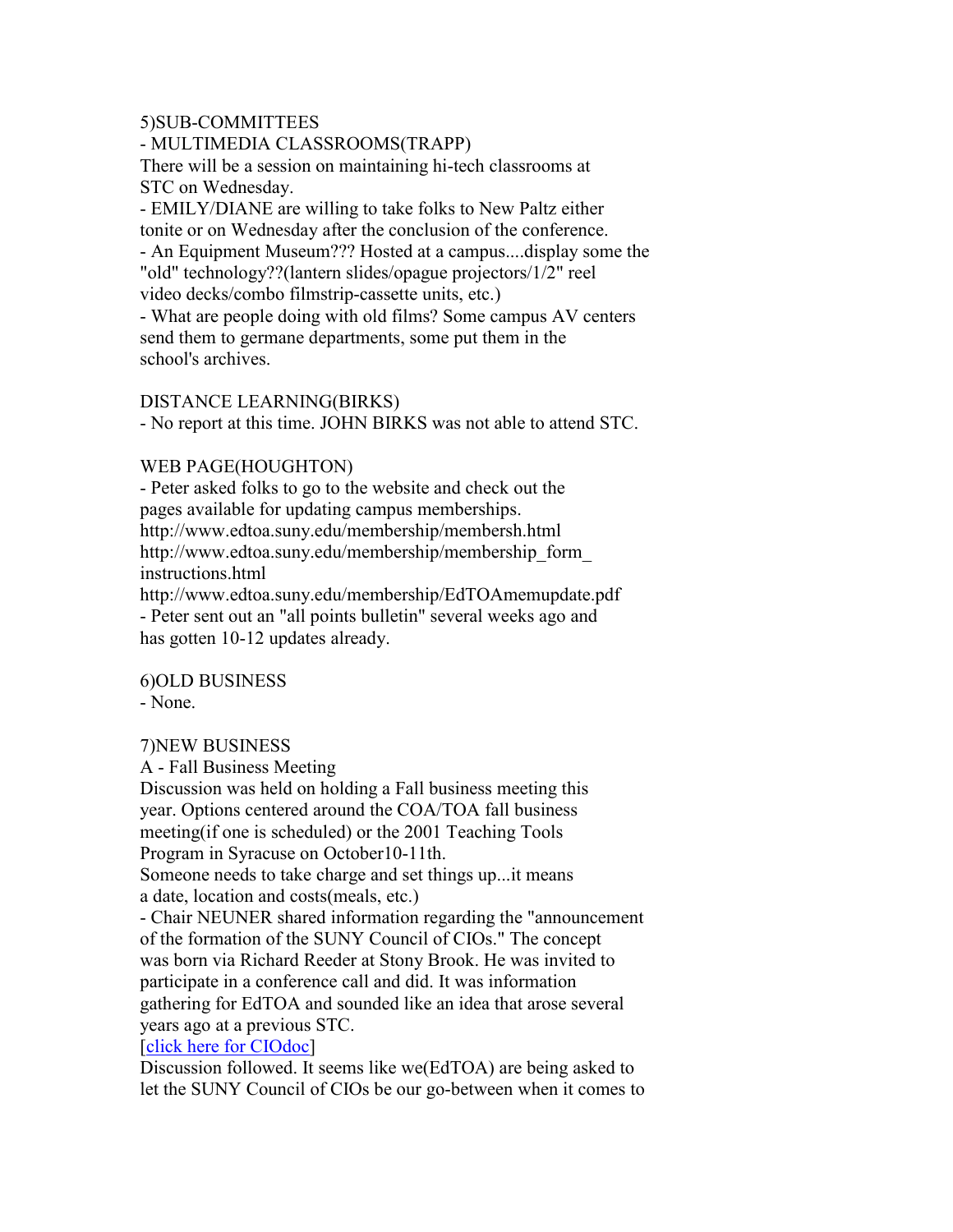5)SUB-COMMITTEES

- MULTIMEDIA CLASSROOMS(TRAPP)

There will be a session on maintaining hi-tech classrooms at STC on Wednesday.

- EMILY/DIANE are willing to take folks to New Paltz either tonite or on Wednesday after the conclusion of the conference.
- An Equipment Museum??? Hosted at a campus....display some the "old" technology??(lantern slides/opague projectors/1/2" reel video decks/combo filmstrip-cassette units, etc.)
- What are people doing with old films? Some campus AV centers send them to germane departments, some put them in the school's archives.

DISTANCE LEARNING(BIRKS)

- No report at this time. JOHN BIRKS was not able to attend STC.

WEB PAGE(HOUGHTON)

- Peter asked folks to go to the website and check out the pages available for updating campus memberships.

http://www.edtoa.suny.edu/membership/membersh.html
http://www.edtoa.suny.edu/membership/membership_form_instructions.html
http://www.edtoa.suny.edu/membership/EdTOAmemupdate.pdf

- Peter sent out an "all points bulletin" several weeks ago and has gotten 10-12 updates already.

6)OLD BUSINESS

- None.

7)NEW BUSINESS

A - Fall Business Meeting

Discussion was held on holding a Fall business meeting this year. Options centered around the COA/TOA fall business meeting(if one is scheduled) or the 2001 Teaching Tools Program in Syracuse on October10-11th.

Someone needs to take charge and set things up...it means a date, location and costs(meals, etc.)

- Chair NEUNER shared information regarding the "announcement of the formation of the SUNY Council of CIOs." The concept was born via Richard Reeder at Stony Brook. He was invited to participate in a conference call and did. It was information gathering for EdTOA and sounded like an idea that arose several years ago at a previous STC.

[click here for CIOdoc]

Discussion followed. It seems like we(EdTOA) are being asked to let the SUNY Council of CIOs be our go-between when it comes to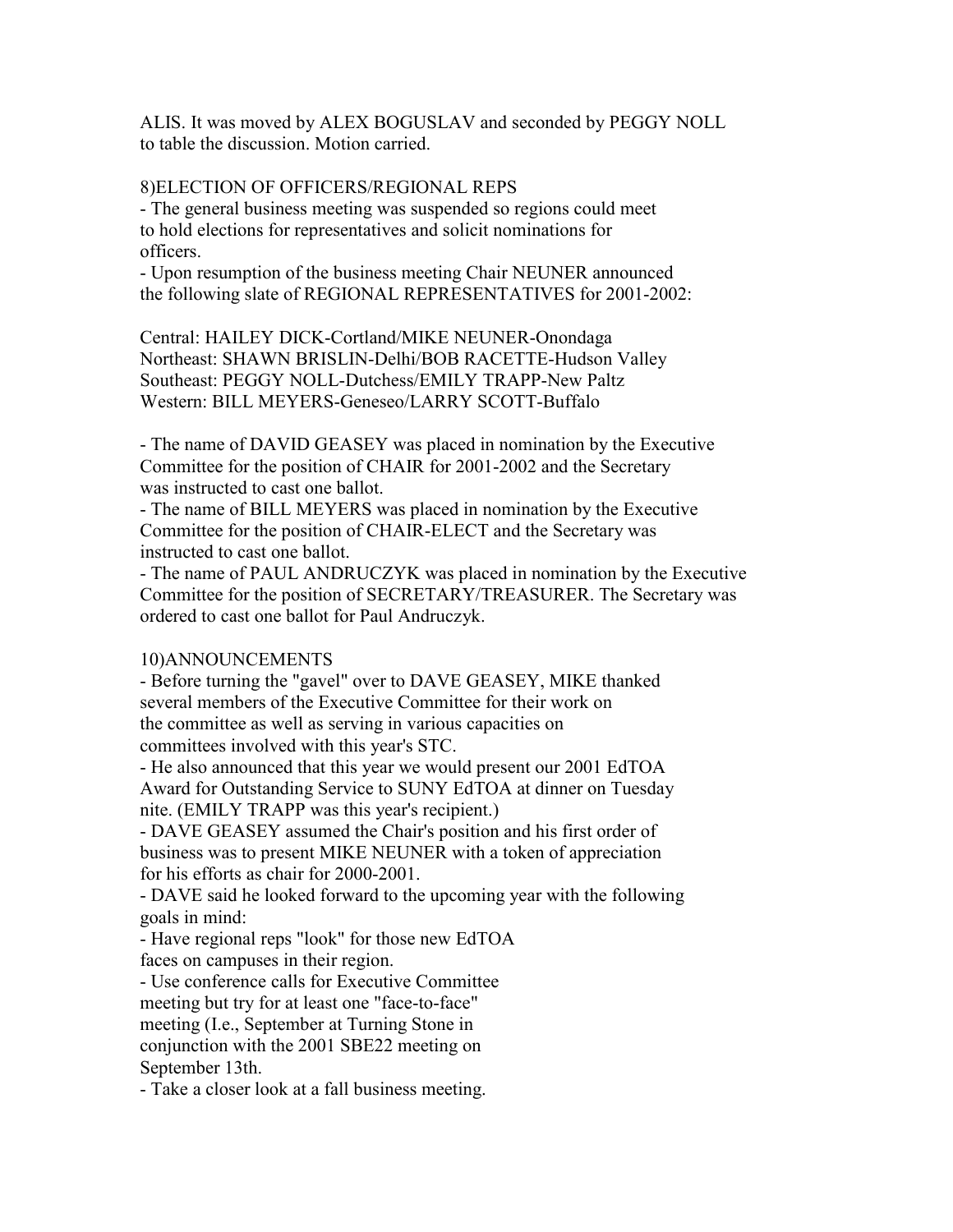ALIS. It was moved by ALEX BOGUSLAV and seconded by PEGGY NOLL to table the discussion. Motion carried.

8)ELECTION OF OFFICERS/REGIONAL REPS

- The general business meeting was suspended so regions could meet to hold elections for representatives and solicit nominations for officers.
- Upon resumption of the business meeting Chair NEUNER announced the following slate of REGIONAL REPRESENTATIVES for 2001-2002:

Central: HAILEY DICK-Cortland/MIKE NEUNER-Onondaga
Northeast: SHAWN BRISLIN-Delhi/BOB RACETTE-Hudson Valley
Southeast: PEGGY NOLL-Dutchess/EMILY TRAPP-New Paltz
Western: BILL MEYERS-Geneseo/LARRY SCOTT-Buffalo

- The name of DAVID GEASEY was placed in nomination by the Executive Committee for the position of CHAIR for 2001-2002 and the Secretary was instructed to cast one ballot.
- The name of BILL MEYERS was placed in nomination by the Executive Committee for the position of CHAIR-ELECT and the Secretary was instructed to cast one ballot.
- The name of PAUL ANDRUCZYK was placed in nomination by the Executive Committee for the position of SECRETARY/TREASURER. The Secretary was ordered to cast one ballot for Paul Andruczyk.

10)ANNOUNCEMENTS

- Before turning the "gavel" over to DAVE GEASEY, MIKE thanked several members of the Executive Committee for their work on the committee as well as serving in various capacities on committees involved with this year's STC.
- He also announced that this year we would present our 2001 EdTOA Award for Outstanding Service to SUNY EdTOA at dinner on Tuesday nite. (EMILY TRAPP was this year's recipient.)
- DAVE GEASEY assumed the Chair's position and his first order of business was to present MIKE NEUNER with a token of appreciation for his efforts as chair for 2000-2001.
- DAVE said he looked forward to the upcoming year with the following goals in mind:
- Have regional reps "look" for those new EdTOA faces on campuses in their region.
- Use conference calls for Executive Committee meeting but try for at least one "face-to-face" meeting (I.e., September at Turning Stone in conjunction with the 2001 SBE22 meeting on September 13th.
- Take a closer look at a fall business meeting.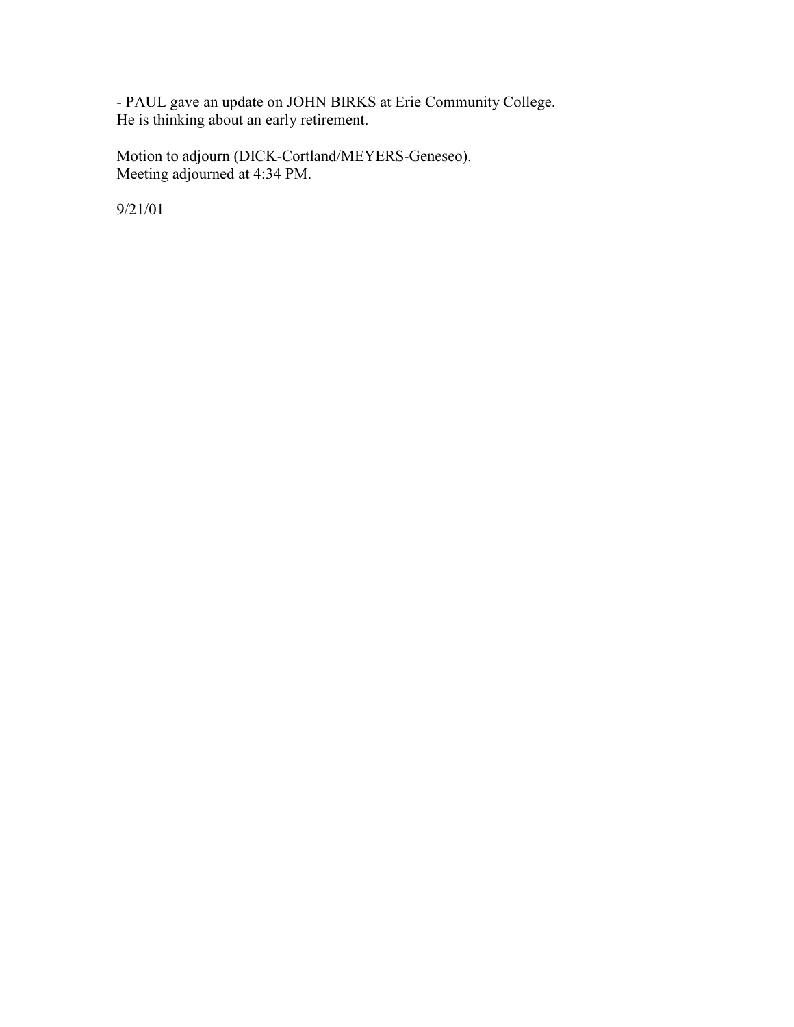- PAUL gave an update on JOHN BIRKS at Erie Community College.
He is thinking about an early retirement.

Motion to adjourn (DICK-Cortland/MEYERS-Geneseo).
Meeting adjourned at 4:34 PM.

9/21/01